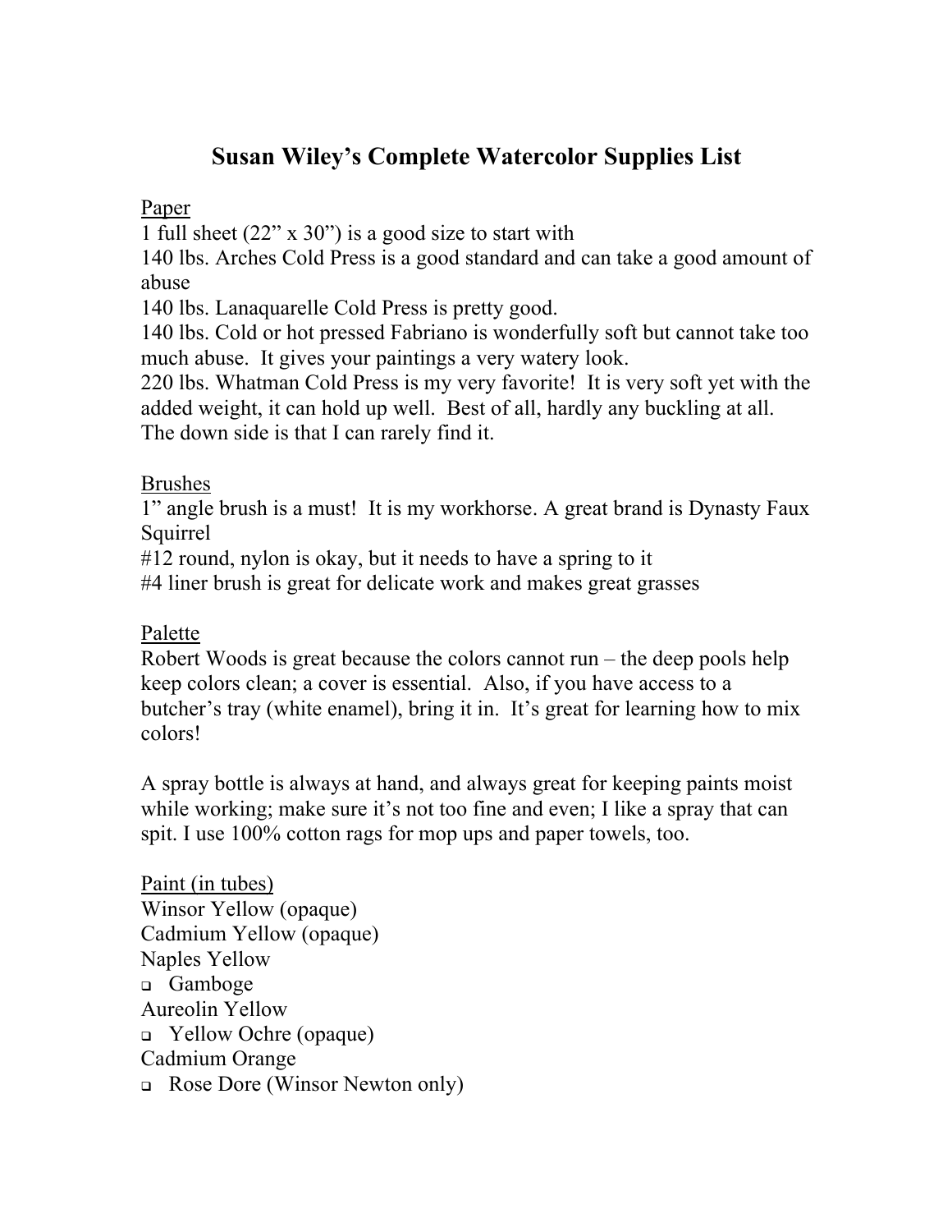# Susan Wiley's Complete Watercolor Supplies List

<u>Paper</u>

1 full sheet (22" x 30") is a good size to start with

140 lbs. Arches Cold Press is a good standard and can take a good amount of abuse

140 lbs. Lanaquarelle Cold Press is pretty good.

140 lbs. Cold or hot pressed Fabriano is wonderfully soft but cannot take too much abuse. It gives your paintings a very watery look.

220 lbs. Whatman Cold Press is my very favorite! It is very soft yet with the added weight, it can hold up well. Best of all, hardly any buckling at all. The down side is that I can rarely find it.

<u>Brushes</u>

1" angle brush is a must! It is my workhorse. A great brand is Dynasty Faux Squirrel

#12 round, nylon is okay, but it needs to have a spring to it

#4 liner brush is great for delicate work and makes great grasses

<u>Palette</u>

Robert Woods is great because the colors cannot run – the deep pools help keep colors clean; a cover is essential. Also, if you have access to a butcher's tray (white enamel), bring it in. It's great for learning how to mix colors!

A spray bottle is always at hand, and always great for keeping paints moist while working; make sure it's not too fine and even; I like a spray that can spit. I use 100% cotton rags for mop ups and paper towels, too.

<u>Paint (in tubes)</u>

Winsor Yellow (opaque)
Cadmium Yellow (opaque)
Naples Yellow
- [ ] Gamboge

Aureolin Yellow
- [ ] Yellow Ochre (opaque)

Cadmium Orange
- [ ] Rose Dore (Winsor Newton only)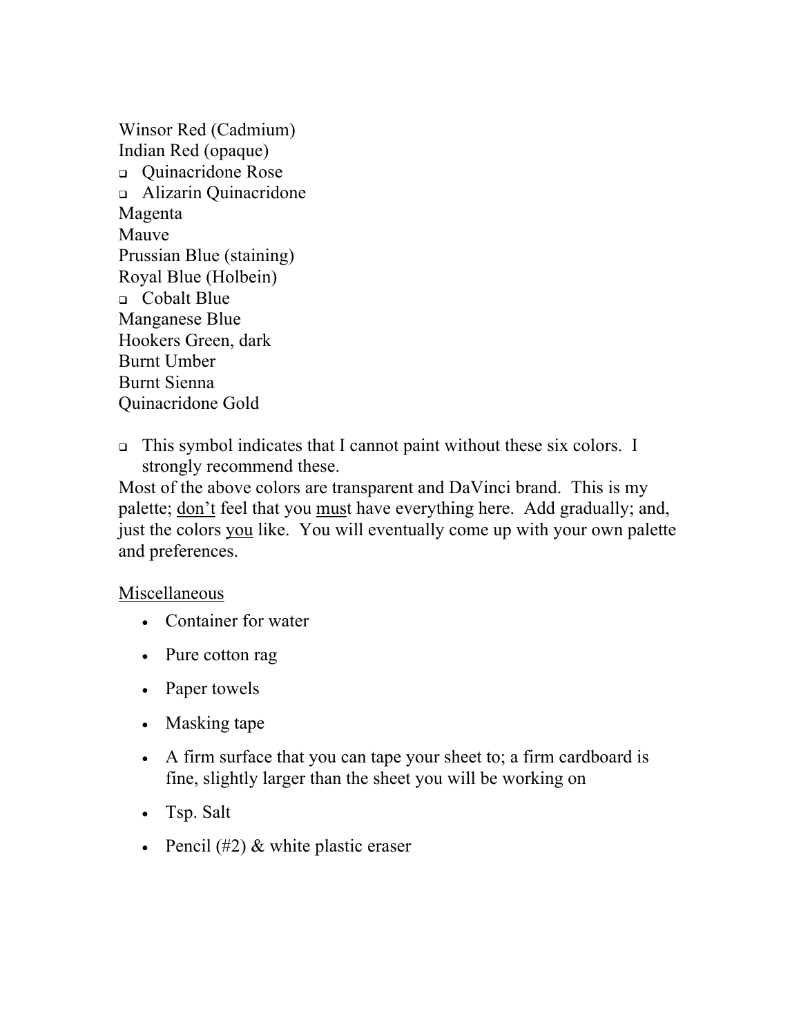Winsor Red (Cadmium)
Indian Red (opaque)
- ❑ Quinacridone Rose
- ❑ Alizarin Quinacridone

Magenta
Mauve
Prussian Blue (staining)
Royal Blue (Holbein)
- ❑ Cobalt Blue

Manganese Blue
Hookers Green, dark
Burnt Umber
Burnt Sienna
Quinacridone Gold

- ❑ This symbol indicates that I cannot paint without these six colors. I strongly recommend these.

Most of the above colors are transparent and DaVinci brand. This is my palette; <u>don't</u> feel that you <u>mus</u>t have everything here. Add gradually; and, just the colors <u>you</u> like. You will eventually come up with your own palette and preferences.

<u>Miscellaneous</u>

- Container for water
- Pure cotton rag
- Paper towels
- Masking tape
- A firm surface that you can tape your sheet to; a firm cardboard is fine, slightly larger than the sheet you will be working on
- Tsp. Salt
- Pencil (#2) & white plastic eraser